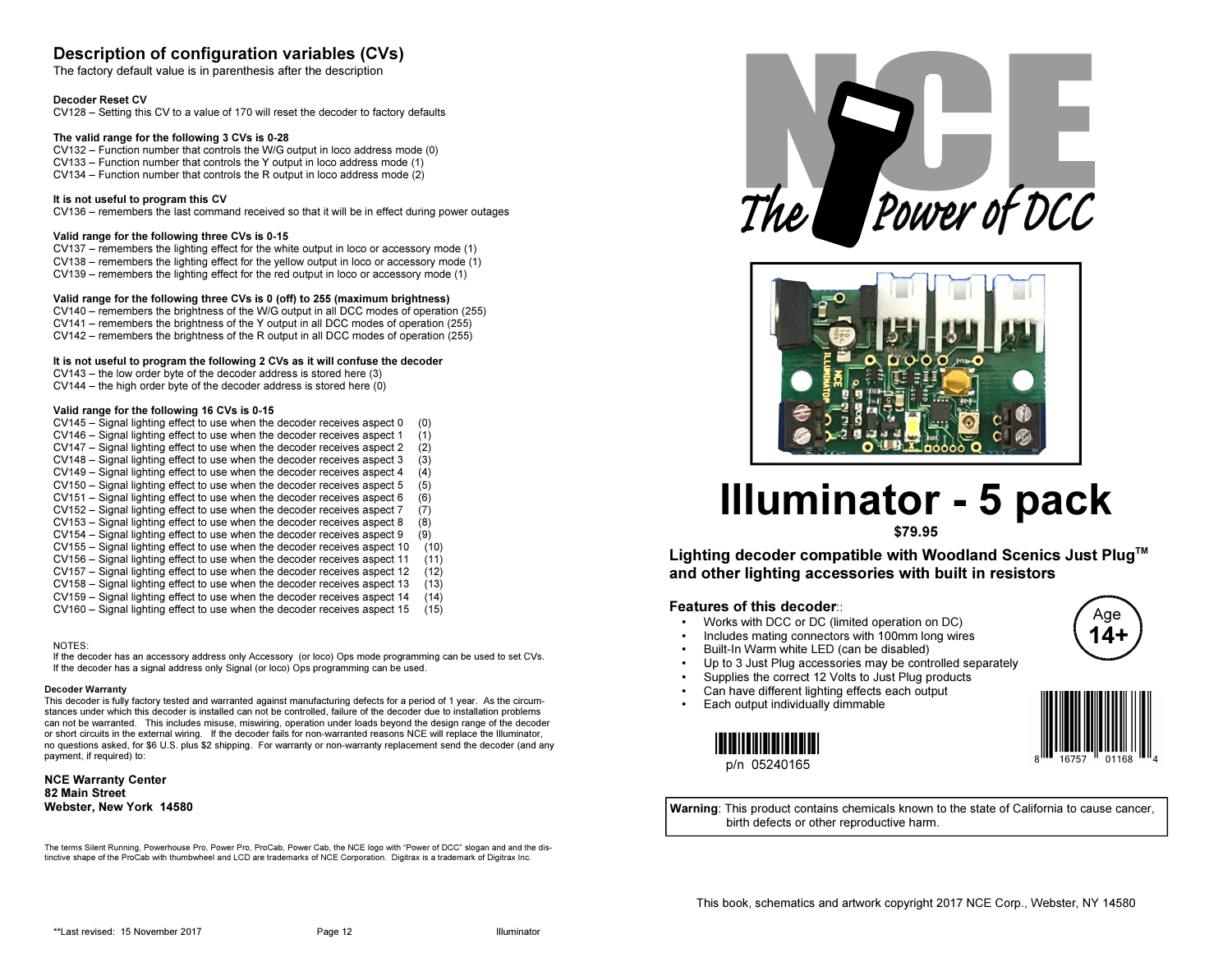## Description of configuration variables (CVs)

The factory default value is in parenthesis after the description

**Decoder Reset CV**

CV128 – Setting this CV to a value of 170 will reset the decoder to factory defaults

**The valid range for the following 3 CVs is 0-28**

CV132 – Function number that controls the W/G output in loco address mode (0)
CV133 – Function number that controls the Y output in loco address mode (1)
CV134 – Function number that controls the R output in loco address mode (2)

**It is not useful to program this CV**

CV136 – remembers the last command received so that it will be in effect during power outages

**Valid range for the following three CVs is 0-15**

CV137 – remembers the lighting effect for the white output in loco or accessory mode (1)
CV138 – remembers the lighting effect for the yellow output in loco or accessory mode (1)
CV139 – remembers the lighting effect for the red output in loco or accessory mode (1)

**Valid range for the following three CVs is 0 (off) to 255 (maximum brightness)**

CV140 – remembers the brightness of the W/G output in all DCC modes of operation (255)
CV141 – remembers the brightness of the Y output in all DCC modes of operation (255)
CV142 – remembers the brightness of the R output in all DCC modes of operation (255)

**It is not useful to program the following 2 CVs as it will confuse the decoder**

CV143 – the low order byte of the decoder address is stored here (3)
CV144 – the high order byte of the decoder address is stored here (0)

**Valid range for the following 16 CVs is 0-15**

CV145 – Signal lighting effect to use when the decoder receives aspect 0 (0)
CV146 – Signal lighting effect to use when the decoder receives aspect 1 (1)
CV147 – Signal lighting effect to use when the decoder receives aspect 2 (2)
CV148 – Signal lighting effect to use when the decoder receives aspect 3 (3)
CV149 – Signal lighting effect to use when the decoder receives aspect 4 (4)
CV150 – Signal lighting effect to use when the decoder receives aspect 5 (5)
CV151 – Signal lighting effect to use when the decoder receives aspect 6 (6)
CV152 – Signal lighting effect to use when the decoder receives aspect 7 (7)
CV153 – Signal lighting effect to use when the decoder receives aspect 8 (8)
CV154 – Signal lighting effect to use when the decoder receives aspect 9 (9)
CV155 – Signal lighting effect to use when the decoder receives aspect 10 (10)
CV156 – Signal lighting effect to use when the decoder receives aspect 11 (11)
CV157 – Signal lighting effect to use when the decoder receives aspect 12 (12)
CV158 – Signal lighting effect to use when the decoder receives aspect 13 (13)
CV159 – Signal lighting effect to use when the decoder receives aspect 14 (14)
CV160 – Signal lighting effect to use when the decoder receives aspect 15 (15)

NOTES:
If the decoder has an accessory address only Accessory (or loco) Ops mode programming can be used to set CVs.
If the decoder has a signal address only Signal (or loco) Ops programming can be used.

**Decoder Warranty**

This decoder is fully factory tested and warranted against manufacturing defects for a period of 1 year. As the circumstances under which this decoder is installed can not be controlled, failure of the decoder due to installation problems can not be warranted. This includes misuse, miswiring, operation under loads beyond the design range of the decoder or short circuits in the external wiring. If the decoder fails for non-warranted reasons NCE will replace the Illuminator, no questions asked, for $6 U.S. plus $2 shipping. For warranty or non-warranty replacement send the decoder (and any payment, if required) to:

**NCE Warranty Center**
**82 Main Street**
**Webster, New York 14580**

The terms Silent Running, Powerhouse Pro, Power Pro, ProCab, Power Cab, the NCE logo with "Power of DCC" slogan and and the distinctive shape of the ProCab with thumbwheel and LCD are trademarks of NCE Corporation. Digitrax is a trademark of Digitrax Inc.

**Last revised: 15 November 2017

NCE The Power of DCC

# Illuminator - 5 pack

**$79.95**

**Lighting decoder compatible with Woodland Scenics Just Plug™ and other lighting accessories with built in resistors**

**Features of this decoder:**

- Works with DCC or DC (limited operation on DC)
- Includes mating connectors with 100mm long wires
- Built-In Warm white LED (can be disabled)
- Up to 3 Just Plug accessories may be controlled separately
- Supplies the correct 12 Volts to Just Plug products
- Can have different lighting effects each output
- Each output individually dimmable

Age 14+

p/n 05240165

8 16757 01168 4

**Warning**: This product contains chemicals known to the state of California to cause cancer, birth defects or other reproductive harm.

This book, schematics and artwork copyright 2017 NCE Corp., Webster, NY 14580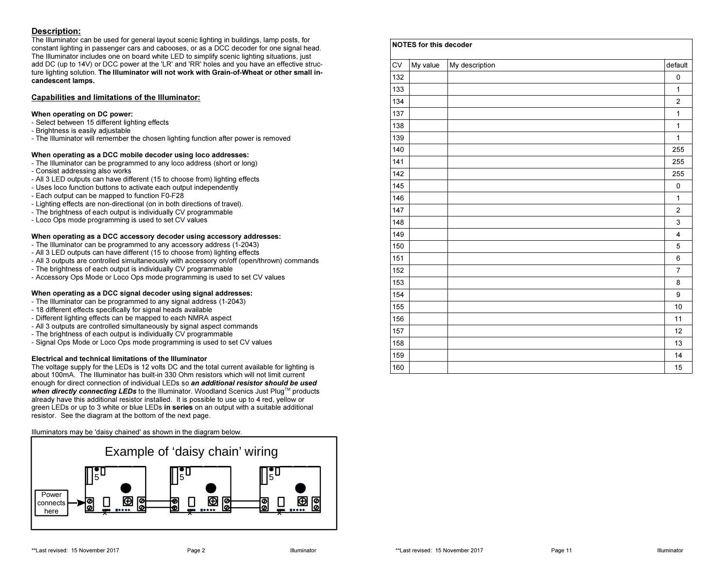## Description:

The Illuminator can be used for general layout scenic lighting in buildings, lamp posts, for constant lighting in passenger cars and cabooses, or as a DCC decoder for one signal head. The Illuminator includes one on board white LED to simplify scenic lighting situations, just add DC (up to 14V) or DCC power at the 'LR' and 'RR' holes and you have an effective structure lighting solution. **The Illuminator will not work with Grain-of-Wheat or other small incandescent lamps.**

## Capabilities and limitations of the Illuminator:

**When operating on DC power:**

- Select between 15 different lighting effects
- Brightness is easily adjustable
- The Illuminator will remember the chosen lighting function after power is removed

**When operating as a DCC mobile decoder using loco addresses:**

- The Illuminator can be programmed to any loco address (short or long)
- Consist addressing also works
- All 3 LED outputs can have different (15 to choose from) lighting effects
- Uses loco function buttons to activate each output independently
- Each output can be mapped to function F0-F28
- Lighting effects are non-directional (on in both directions of travel).
- The brightness of each output is individually CV programmable
- Loco Ops mode programming is used to set CV values

**When operating as a DCC accessory decoder using accessory addresses:**

- The Illuminator can be programmed to any accessory address (1-2043)
- All 3 LED outputs can have different (15 to choose from) lighting effects
- All 3 outputs are controlled simultaneously with accessory on/off (open/thrown) commands
- The brightness of each output is individually CV programmable
- Accessory Ops Mode or Loco Ops mode programming is used to set CV values

**When operating as a DCC signal decoder using signal addresses:**

- The Illuminator can be programmed to any signal address (1-2043)
- 18 different effects specifically for signal heads available
- Different lighting effects can be mapped to each NMRA aspect
- All 3 outputs are controlled simultaneously by signal aspect commands
- The brightness of each output is individually CV programmable
- Signal Ops Mode or Loco Ops mode programming is used to set CV values

**Electrical and technical limitations of the Illuminator**

The voltage supply for the LEDs is 12 volts DC and the total current available for lighting is about 100mA. The Illuminator has built-in 330 Ohm resistors which will not limit current enough for direct connection of individual LEDs so ***an additional resistor should be used when directly connecting LEDs*** to the Illuminator. Woodland Scenics Just Plug™ products already have this additional resistor installed. It is possible to use up to 4 red, yellow or green LEDs or up to 3 white or blue LEDs **in series** on an output with a suitable additional resistor. See the diagram at the bottom of the next page.

Illuminators may be 'daisy chained' as shown in the diagram below.

Example of 'daisy chain' wiring

Power connects here

| NOTES for this decoder | | | |
|---|---|---|---|
| CV | My value | My description | default |
| 132 | | | 0 |
| 133 | | | 1 |
| 134 | | | 2 |
| 137 | | | 1 |
| 138 | | | 1 |
| 139 | | | 1 |
| 140 | | | 255 |
| 141 | | | 255 |
| 142 | | | 255 |
| 145 | | | 0 |
| 146 | | | 1 |
| 147 | | | 2 |
| 148 | | | 3 |
| 149 | | | 4 |
| 150 | | | 5 |
| 151 | | | 6 |
| 152 | | | 7 |
| 153 | | | 8 |
| 154 | | | 9 |
| 155 | | | 10 |
| 156 | | | 11 |
| 157 | | | 12 |
| 158 | | | 13 |
| 159 | | | 14 |
| 160 | | | 15 |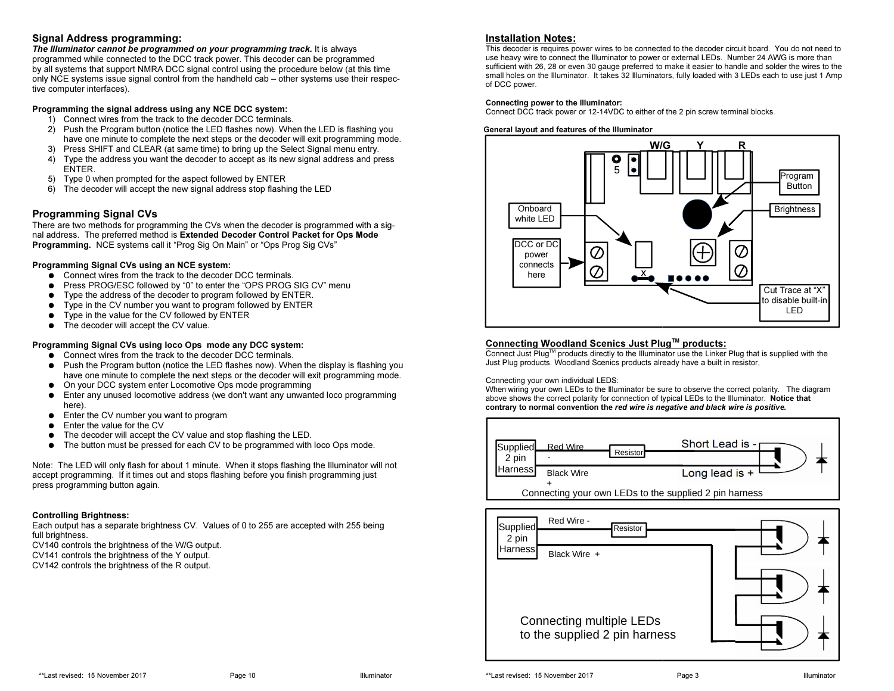## Signal Address programming:

***The Illuminator cannot be programmed on your programming track.*** It is always programmed while connected to the DCC track power. This decoder can be programmed by all systems that support NMRA DCC signal control using the procedure below (at this time only NCE systems issue signal control from the handheld cab – other systems use their respective computer interfaces).

**Programming the signal address using any NCE DCC system:**

1) Connect wires from the track to the decoder DCC terminals.
2) Push the Program button (notice the LED flashes now). When the LED is flashing you have one minute to complete the next steps or the decoder will exit programming mode.
3) Press SHIFT and CLEAR (at same time) to bring up the Select Signal menu entry.
4) Type the address you want the decoder to accept as its new signal address and press ENTER.
5) Type 0 when prompted for the aspect followed by ENTER
6) The decoder will accept the new signal address stop flashing the LED

## Programming Signal CVs

There are two methods for programming the CVs when the decoder is programmed with a signal address. The preferred method is **Extended Decoder Control Packet for Ops Mode Programming.** NCE systems call it "Prog Sig On Main" or "Ops Prog Sig CVs"

**Programming Signal CVs using an NCE system:**

- Connect wires from the track to the decoder DCC terminals.
- Press PROG/ESC followed by "0" to enter the "OPS PROG SIG CV" menu
- Type the address of the decoder to program followed by ENTER.
- Type in the CV number you want to program followed by ENTER
- Type in the value for the CV followed by ENTER
- The decoder will accept the CV value.

**Programming Signal CVs using loco Ops mode any DCC system:**

- Connect wires from the track to the decoder DCC terminals.
- Push the Program button (notice the LED flashes now). When the display is flashing you have one minute to complete the next steps or the decoder will exit programming mode.
- On your DCC system enter Locomotive Ops mode programming
- Enter any unused locomotive address (we don't want any unwanted loco programming here).
- Enter the CV number you want to program
- Enter the value for the CV
- The decoder will accept the CV value and stop flashing the LED.
- The button must be pressed for each CV to be programmed with loco Ops mode.

Note: The LED will only flash for about 1 minute. When it stops flashing the Illuminator will not accept programming. If it times out and stops flashing before you finish programming just press programming button again.

**Controlling Brightness:**

Each output has a separate brightness CV. Values of 0 to 255 are accepted with 255 being full brightness.
CV140 controls the brightness of the W/G output.
CV141 controls the brightness of the Y output.
CV142 controls the brightness of the R output.

## Installation Notes:

This decoder is requires power wires to be connected to the decoder circuit board. You do not need to use heavy wire to connect the Illuminator to power or external LEDs. Number 24 AWG is more than sufficient with 26, 28 or even 30 gauge preferred to make it easier to handle and solder the wires to the small holes on the Illuminator. It takes 32 Illuminators, fully loaded with 3 LEDs each to use just 1 Amp of DCC power.

**Connecting power to the Illuminator:**
Connect DCC track power or 12-14VDC to either of the 2 pin screw terminal blocks.

**General layout and features of the Illuminator**

W/G Y R
5
Program Button
Brightness
Onboard white LED
DCC or DC power connects here
x
Cut Trace at "X" to disable built-in LED

## Connecting Woodland Scenics Just Plug[TM] products:

Connect Just Plug[TM] products directly to the Illuminator use the Linker Plug that is supplied with the Just Plug products. Woodland Scenics products already have a built in resistor,

Connecting your own individual LEDS:
When wiring your own LEDs to the Illuminator be sure to observe the correct polarity. The diagram above shows the correct polarity for connection of typical LEDs to the Illuminator. **Notice that contrary to normal convention the *red wire is negative and black wire is positive.***

Supplied 2 pin Harness
Red Wire -
Resistor
Short Lead is -
Black Wire +
Long lead is +
Connecting your own LEDs to the supplied 2 pin harness

Supplied 2 pin Harness
Red Wire -
Resistor
Black Wire +
Connecting multiple LEDs to the supplied 2 pin harness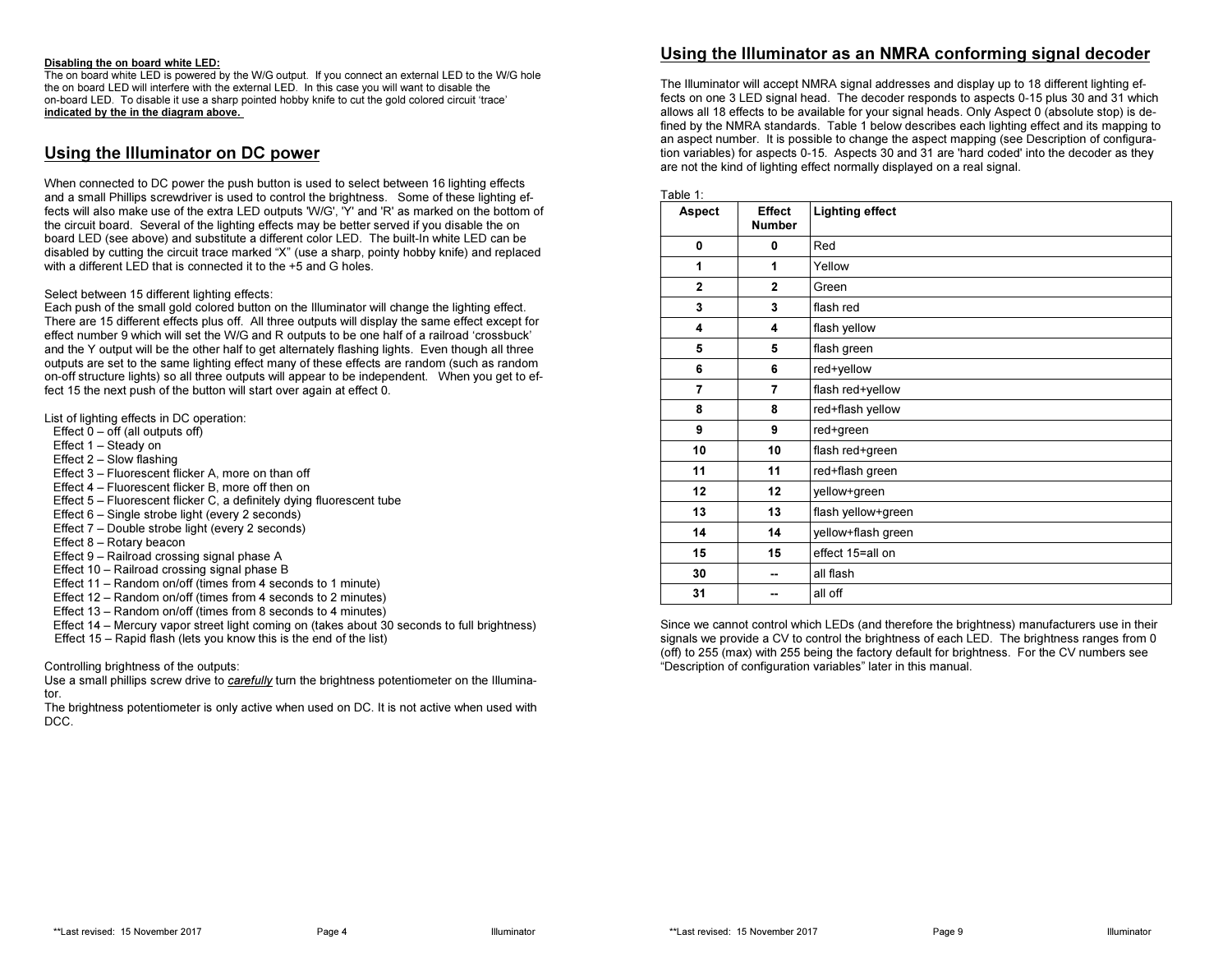**Disabling the on board white LED:**
The on board white LED is powered by the W/G output. If you connect an external LED to the W/G hole the on board LED will interfere with the external LED. In this case you will want to disable the on-board LED. To disable it use a sharp pointed hobby knife to cut the gold colored circuit 'trace' **indicated by the in the diagram above.**

## Using the Illuminator on DC power

When connected to DC power the push button is used to select between 16 lighting effects and a small Phillips screwdriver is used to control the brightness. Some of these lighting effects will also make use of the extra LED outputs 'W/G', 'Y' and 'R' as marked on the bottom of the circuit board. Several of the lighting effects may be better served if you disable the on board LED (see above) and substitute a different color LED. The built-In white LED can be disabled by cutting the circuit trace marked "X" (use a sharp, pointy hobby knife) and replaced with a different LED that is connected it to the +5 and G holes.

Select between 15 different lighting effects:
Each push of the small gold colored button on the Illuminator will change the lighting effect. There are 15 different effects plus off. All three outputs will display the same effect except for effect number 9 which will set the W/G and R outputs to be one half of a railroad 'crossbuck' and the Y output will be the other half to get alternately flashing lights. Even though all three outputs are set to the same lighting effect many of these effects are random (such as random on-off structure lights) so all three outputs will appear to be independent. When you get to effect 15 the next push of the button will start over again at effect 0.

List of lighting effects in DC operation:
- Effect 0 – off (all outputs off)
- Effect 1 – Steady on
- Effect 2 – Slow flashing
- Effect 3 – Fluorescent flicker A, more on than off
- Effect 4 – Fluorescent flicker B, more off then on
- Effect 5 – Fluorescent flicker C, a definitely dying fluorescent tube
- Effect 6 – Single strobe light (every 2 seconds)
- Effect 7 – Double strobe light (every 2 seconds)
- Effect 8 – Rotary beacon
- Effect 9 – Railroad crossing signal phase A
- Effect 10 – Railroad crossing signal phase B
- Effect 11 – Random on/off (times from 4 seconds to 1 minute)
- Effect 12 – Random on/off (times from 4 seconds to 2 minutes)
- Effect 13 – Random on/off (times from 8 seconds to 4 minutes)
- Effect 14 – Mercury vapor street light coming on (takes about 30 seconds to full brightness)
- Effect 15 – Rapid flash (lets you know this is the end of the list)

Controlling brightness of the outputs:
Use a small phillips screw drive to *__carefully__* turn the brightness potentiometer on the Illuminator.
The brightness potentiometer is only active when used on DC. It is not active when used with DCC.

## Using the Illuminator as an NMRA conforming signal decoder

The Illuminator will accept NMRA signal addresses and display up to 18 different lighting effects on one 3 LED signal head. The decoder responds to aspects 0-15 plus 30 and 31 which allows all 18 effects to be available for your signal heads. Only Aspect 0 (absolute stop) is defined by the NMRA standards. Table 1 below describes each lighting effect and its mapping to an aspect number. It is possible to change the aspect mapping (see Description of configuration variables) for aspects 0-15. Aspects 30 and 31 are 'hard coded' into the decoder as they are not the kind of lighting effect normally displayed on a real signal.

Table 1:

| Aspect | Effect Number | Lighting effect |
|---|---|---|
| 0 | 0 | Red |
| 1 | 1 | Yellow |
| 2 | 2 | Green |
| 3 | 3 | flash red |
| 4 | 4 | flash yellow |
| 5 | 5 | flash green |
| 6 | 6 | red+yellow |
| 7 | 7 | flash red+yellow |
| 8 | 8 | red+flash yellow |
| 9 | 9 | red+green |
| 10 | 10 | flash red+green |
| 11 | 11 | red+flash green |
| 12 | 12 | yellow+green |
| 13 | 13 | flash yellow+green |
| 14 | 14 | yellow+flash green |
| 15 | 15 | effect 15=all on |
| 30 | -- | all flash |
| 31 | -- | all off |

Since we cannot control which LEDs (and therefore the brightness) manufacturers use in their signals we provide a CV to control the brightness of each LED. The brightness ranges from 0 (off) to 255 (max) with 255 being the factory default for brightness. For the CV numbers see "Description of configuration variables" later in this manual.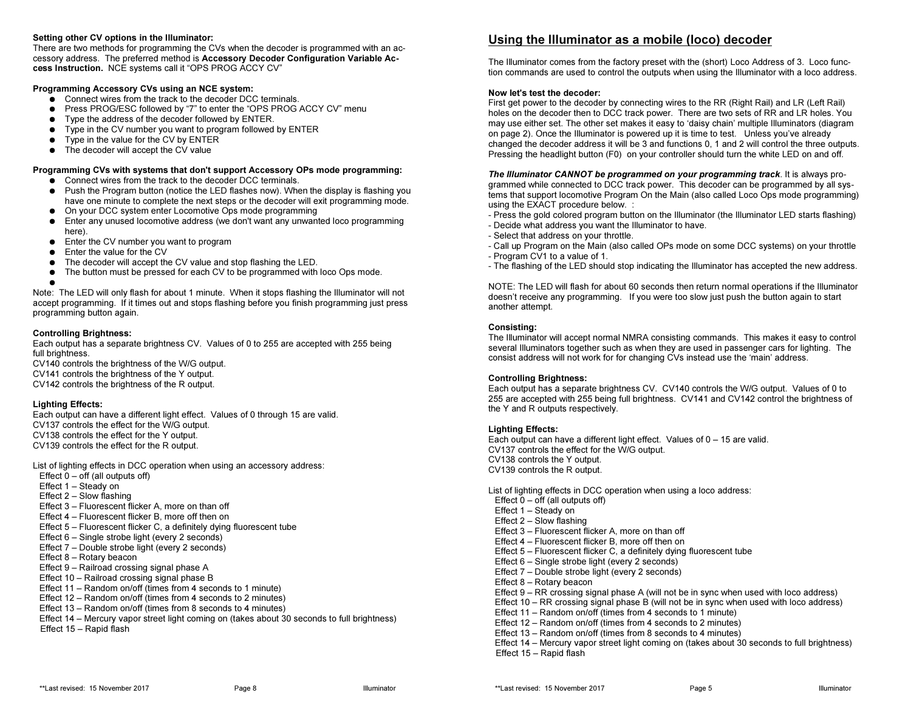**Setting other CV options in the Illuminator:**
There are two methods for programming the CVs when the decoder is programmed with an accessory address. The preferred method is **Accessory Decoder Configuration Variable Access Instruction.** NCE systems call it "OPS PROG ACCY CV"

**Programming Accessory CVs using an NCE system:**

- Connect wires from the track to the decoder DCC terminals.
- Press PROG/ESC followed by "7" to enter the "OPS PROG ACCY CV" menu
- Type the address of the decoder followed by ENTER.
- Type in the CV number you want to program followed by ENTER
- Type in the value for the CV by ENTER
- The decoder will accept the CV value

**Programming CVs with systems that don't support Accessory OPs mode programming:**

- Connect wires from the track to the decoder DCC terminals.
- Push the Program button (notice the LED flashes now). When the display is flashing you have one minute to complete the next steps or the decoder will exit programming mode.
- On your DCC system enter Locomotive Ops mode programming
- Enter any unused locomotive address (we don't want any unwanted loco programming here).
- Enter the CV number you want to program
- Enter the value for the CV
- The decoder will accept the CV value and stop flashing the LED.
- The button must be pressed for each CV to be programmed with loco Ops mode.

Note: The LED will only flash for about 1 minute. When it stops flashing the Illuminator will not accept programming. If it times out and stops flashing before you finish programming just press programming button again.

**Controlling Brightness:**
Each output has a separate brightness CV. Values of 0 to 255 are accepted with 255 being full brightness.
CV140 controls the brightness of the W/G output.
CV141 controls the brightness of the Y output.
CV142 controls the brightness of the R output.

**Lighting Effects:**
Each output can have a different light effect. Values of 0 through 15 are valid.
CV137 controls the effect for the W/G output.
CV138 controls the effect for the Y output.
CV139 controls the effect for the R output.

List of lighting effects in DCC operation when using an accessory address:
Effect 0 – off (all outputs off)
Effect 1 – Steady on
Effect 2 – Slow flashing
Effect 3 – Fluorescent flicker A, more on than off
Effect 4 – Fluorescent flicker B, more off then on
Effect 5 – Fluorescent flicker C, a definitely dying fluorescent tube
Effect 6 – Single strobe light (every 2 seconds)
Effect 7 – Double strobe light (every 2 seconds)
Effect 8 – Rotary beacon
Effect 9 – Railroad crossing signal phase A
Effect 10 – Railroad crossing signal phase B
Effect 11 – Random on/off (times from 4 seconds to 1 minute)
Effect 12 – Random on/off (times from 4 seconds to 2 minutes)
Effect 13 – Random on/off (times from 8 seconds to 4 minutes)
Effect 14 – Mercury vapor street light coming on (takes about 30 seconds to full brightness)
Effect 15 – Rapid flash

## Using the Illuminator as a mobile (loco) decoder

The Illuminator comes from the factory preset with the (short) Loco Address of 3. Loco function commands are used to control the outputs when using the Illuminator with a loco address.

**Now let's test the decoder:**
First get power to the decoder by connecting wires to the RR (Right Rail) and LR (Left Rail) holes on the decoder then to DCC track power. There are two sets of RR and LR holes. You may use either set. The other set makes it easy to 'daisy chain' multiple Illuminators (diagram on page 2). Once the Illuminator is powered up it is time to test. Unless you've already changed the decoder address it will be 3 and functions 0, 1 and 2 will control the three outputs. Pressing the headlight button (F0) on your controller should turn the white LED on and off.

***The Illuminator CANNOT be programmed on your programming track***. It is always programmed while connected to DCC track power. This decoder can be programmed by all systems that support locomotive Program On the Main (also called Loco Ops mode programming) using the EXACT procedure below. :
- Press the gold colored program button on the Illuminator (the Illuminator LED starts flashing)
- Decide what address you want the Illuminator to have.
- Select that address on your throttle.
- Call up Program on the Main (also called OPs mode on some DCC systems) on your throttle
- Program CV1 to a value of 1.
- The flashing of the LED should stop indicating the Illuminator has accepted the new address.

NOTE: The LED will flash for about 60 seconds then return normal operations if the Illuminator doesn't receive any programming. If you were too slow just push the button again to start another attempt.

**Consisting:**
The Illuminator will accept normal NMRA consisting commands. This makes it easy to control several Illuminators together such as when they are used in passenger cars for lighting. The consist address will not work for for changing CVs instead use the 'main' address.

**Controlling Brightness:**
Each output has a separate brightness CV. CV140 controls the W/G output. Values of 0 to 255 are accepted with 255 being full brightness. CV141 and CV142 control the brightness of the Y and R outputs respectively.

**Lighting Effects:**
Each output can have a different light effect. Values of 0 – 15 are valid.
CV137 controls the effect for the W/G output.
CV138 controls the Y output.
CV139 controls the R output.

List of lighting effects in DCC operation when using a loco address:
Effect 0 – off (all outputs off)
Effect 1 – Steady on
Effect 2 – Slow flashing
Effect 3 – Fluorescent flicker A, more on than off
Effect 4 – Fluorescent flicker B, more off then on
Effect 5 – Fluorescent flicker C, a definitely dying fluorescent tube
Effect 6 – Single strobe light (every 2 seconds)
Effect 7 – Double strobe light (every 2 seconds)
Effect 8 – Rotary beacon
Effect 9 – RR crossing signal phase A (will not be in sync when used with loco address)
Effect 10 – RR crossing signal phase B (will not be in sync when used with loco address)
Effect 11 – Random on/off (times from 4 seconds to 1 minute)
Effect 12 – Random on/off (times from 4 seconds to 2 minutes)
Effect 13 – Random on/off (times from 8 seconds to 4 minutes)
Effect 14 – Mercury vapor street light coming on (takes about 30 seconds to full brightness)
Effect 15 – Rapid flash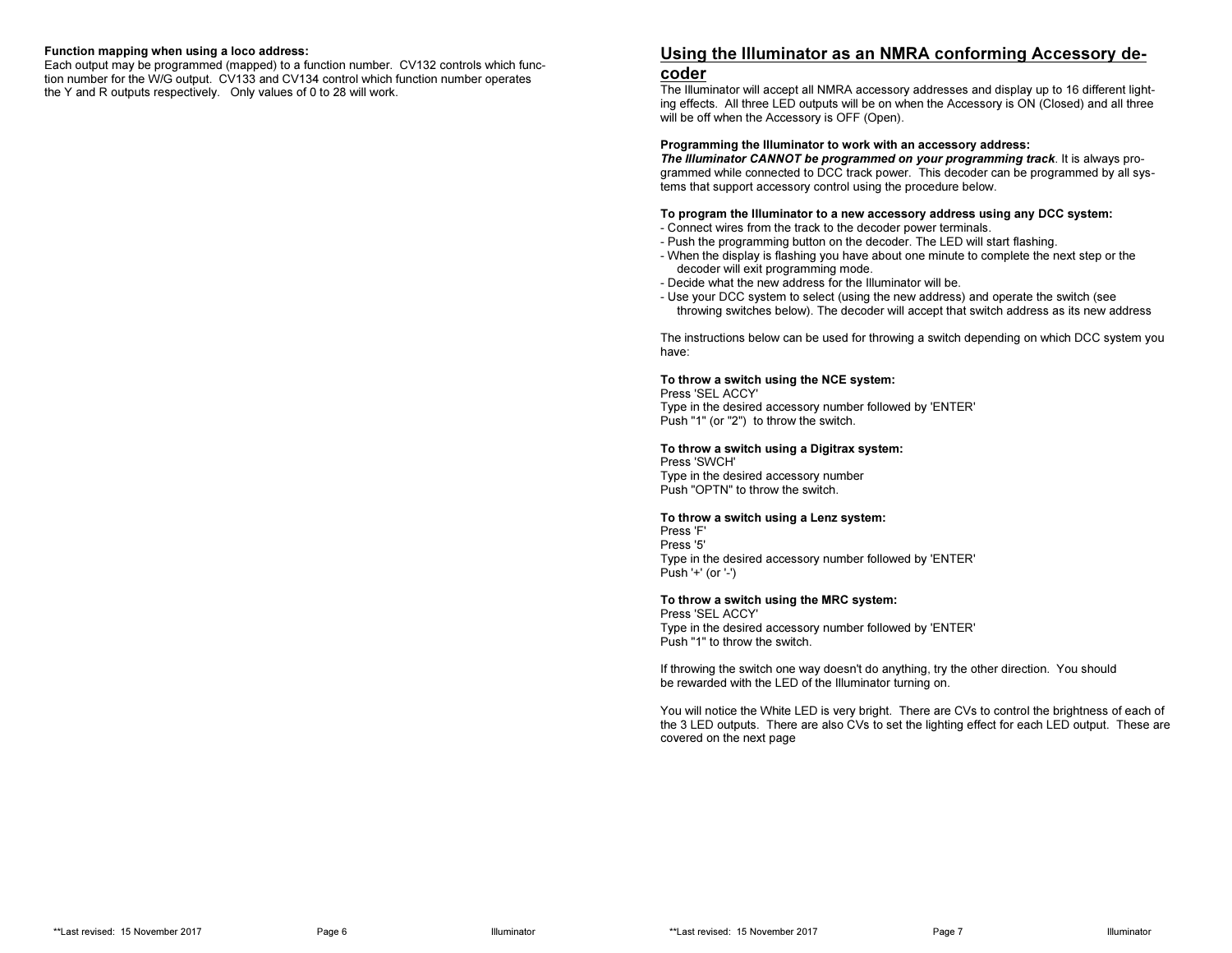**Function mapping when using a loco address:**
Each output may be programmed (mapped) to a function number. CV132 controls which function number for the W/G output. CV133 and CV134 control which function number operates the Y and R outputs respectively. Only values of 0 to 28 will work.

## Using the Illuminator as an NMRA conforming Accessory decoder

The Illuminator will accept all NMRA accessory addresses and display up to 16 different lighting effects. All three LED outputs will be on when the Accessory is ON (Closed) and all three will be off when the Accessory is OFF (Open).

**Programming the Illuminator to work with an accessory address:**
***The Illuminator CANNOT be programmed on your programming track***. It is always programmed while connected to DCC track power. This decoder can be programmed by all systems that support accessory control using the procedure below.

**To program the Illuminator to a new accessory address using any DCC system:**

- Connect wires from the track to the decoder power terminals.
- Push the programming button on the decoder. The LED will start flashing.
- When the display is flashing you have about one minute to complete the next step or the decoder will exit programming mode.
- Decide what the new address for the Illuminator will be.
- Use your DCC system to select (using the new address) and operate the switch (see throwing switches below). The decoder will accept that switch address as its new address

The instructions below can be used for throwing a switch depending on which DCC system you have:

**To throw a switch using the NCE system:**
Press 'SEL ACCY'
Type in the desired accessory number followed by 'ENTER'
Push "1" (or "2") to throw the switch.

**To throw a switch using a Digitrax system:**
Press 'SWCH'
Type in the desired accessory number
Push "OPTN" to throw the switch.

**To throw a switch using a Lenz system:**
Press 'F'
Press '5'
Type in the desired accessory number followed by 'ENTER'
Push '+' (or '-')

**To throw a switch using the MRC system:**
Press 'SEL ACCY'
Type in the desired accessory number followed by 'ENTER'
Push "1" to throw the switch.

If throwing the switch one way doesn't do anything, try the other direction. You should be rewarded with the LED of the Illuminator turning on.

You will notice the White LED is very bright. There are CVs to control the brightness of each of the 3 LED outputs. There are also CVs to set the lighting effect for each LED output. These are covered on the next page